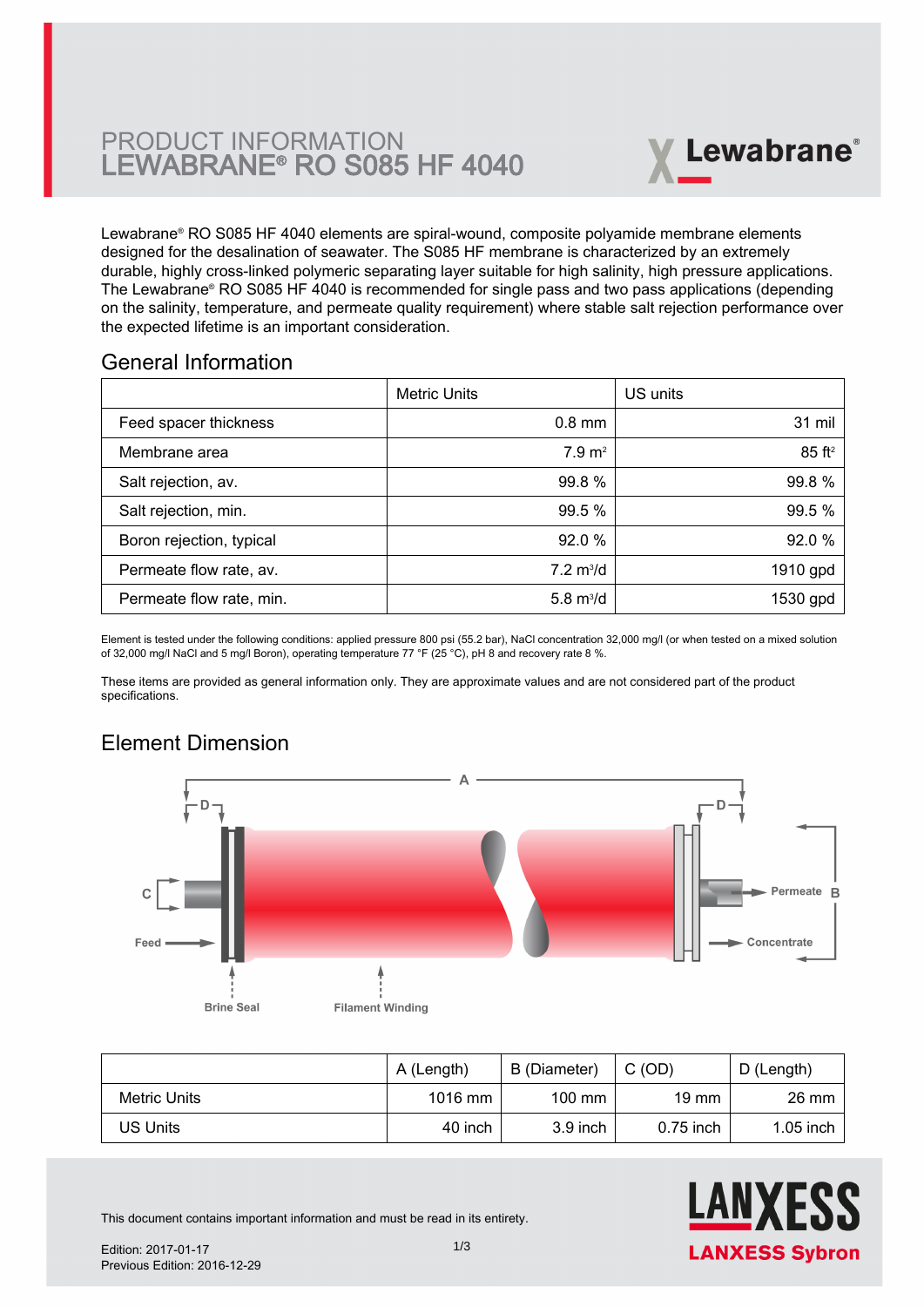# PRODUCT INFORMATION
# LEWABRANE® RO S085 HF 4040

Lewabrane® RO S085 HF 4040 elements are spiral-wound, composite polyamide membrane elements designed for the desalination of seawater. The S085 HF membrane is characterized by an extremely durable, highly cross-linked polymeric separating layer suitable for high salinity, high pressure applications. The Lewabrane® RO S085 HF 4040 is recommended for single pass and two pass applications (depending on the salinity, temperature, and permeate quality requirement) where stable salt rejection performance over the expected lifetime is an important consideration.

## General Information

| | Metric Units | US units |
|---|---|---|
| Feed spacer thickness | 0.8 mm | 31 mil |
| Membrane area | 7.9 $m^2$ | 85 $ft^2$ |
| Salt rejection, av. | 99.8 % | 99.8 % |
| Salt rejection, min. | 99.5 % | 99.5 % |
| Boron rejection, typical | 92.0 % | 92.0 % |
| Permeate flow rate, av. | 7.2 $m^3/d$ | 1910 gpd |
| Permeate flow rate, min. | 5.8 $m^3/d$ | 1530 gpd |

Element is tested under the following conditions: applied pressure 800 psi (55.2 bar), NaCl concentration 32,000 mg/l (or when tested on a mixed solution of 32,000 mg/l NaCl and 5 mg/l Boron), operating temperature 77 °F (25 °C), pH 8 and recovery rate 8 %.

These items are provided as general information only. They are approximate values and are not considered part of the product specifications.

## Element Dimension

A, D, D, C, B, Feed, Permeate, Concentrate, Brine Seal, Filament Winding

| | A (Length) | B (Diameter) | C (OD) | D (Length) |
|---|---|---|---|---|
| Metric Units | 1016 mm | 100 mm | 19 mm | 26 mm |
| US Units | 40 inch | 3.9 inch | 0.75 inch | 1.05 inch |

This document contains important information and must be read in its entirety.

Edition: 2017-01-17
Previous Edition: 2016-12-29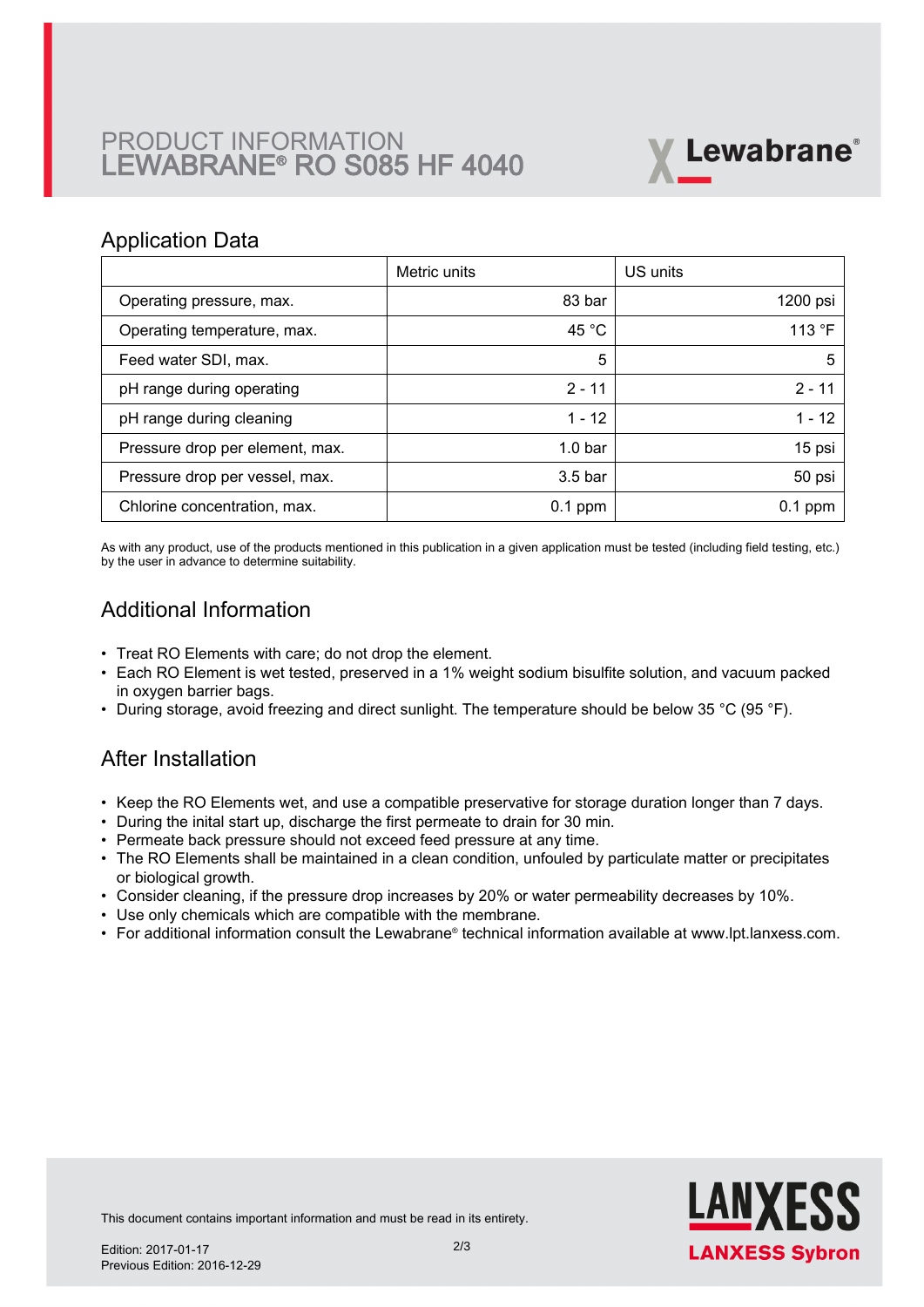# PRODUCT INFORMATION
# LEWABRANE® RO S085 HF 4040

## Application Data

| | Metric units | US units |
|---|---|---|
| Operating pressure, max. | 83 bar | 1200 psi |
| Operating temperature, max. | 45 °C | 113 °F |
| Feed water SDI, max. | 5 | 5 |
| pH range during operating | 2 - 11 | 2 - 11 |
| pH range during cleaning | 1 - 12 | 1 - 12 |
| Pressure drop per element, max. | 1.0 bar | 15 psi |
| Pressure drop per vessel, max. | 3.5 bar | 50 psi |
| Chlorine concentration, max. | 0.1 ppm | 0.1 ppm |

As with any product, use of the products mentioned in this publication in a given application must be tested (including field testing, etc.) by the user in advance to determine suitability.

## Additional Information

- Treat RO Elements with care; do not drop the element.
- Each RO Element is wet tested, preserved in a 1% weight sodium bisulfite solution, and vacuum packed in oxygen barrier bags.
- During storage, avoid freezing and direct sunlight. The temperature should be below 35 °C (95 °F).

## After Installation

- Keep the RO Elements wet, and use a compatible preservative for storage duration longer than 7 days.
- During the inital start up, discharge the first permeate to drain for 30 min.
- Permeate back pressure should not exceed feed pressure at any time.
- The RO Elements shall be maintained in a clean condition, unfouled by particulate matter or precipitates or biological growth.
- Consider cleaning, if the pressure drop increases by 20% or water permeability decreases by 10%.
- Use only chemicals which are compatible with the membrane.
- For additional information consult the Lewabrane® technical information available at www.lpt.lanxess.com.

This document contains important information and must be read in its entirety.

Edition: 2017-01-17
Previous Edition: 2016-12-29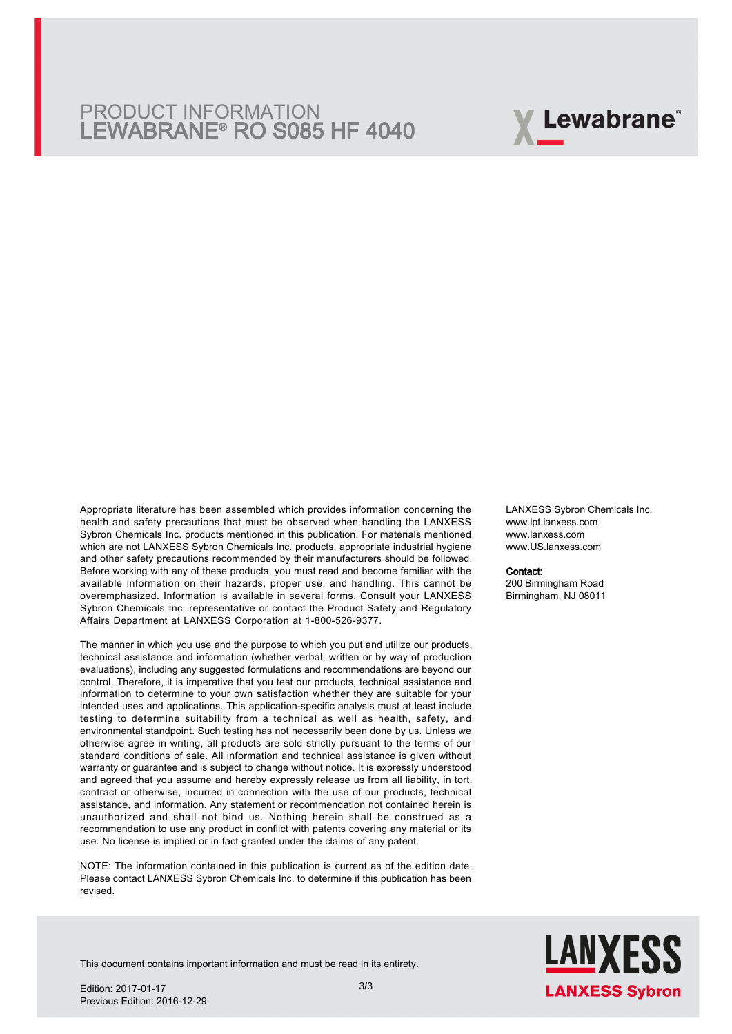# PRODUCT INFORMATION
# LEWABRANE® RO S085 HF 4040

Appropriate literature has been assembled which provides information concerning the health and safety precautions that must be observed when handling the LANXESS Sybron Chemicals Inc. products mentioned in this publication. For materials mentioned which are not LANXESS Sybron Chemicals Inc. products, appropriate industrial hygiene and other safety precautions recommended by their manufacturers should be followed. Before working with any of these products, you must read and become familiar with the available information on their hazards, proper use, and handling. This cannot be overemphasized. Information is available in several forms. Consult your LANXESS Sybron Chemicals Inc. representative or contact the Product Safety and Regulatory Affairs Department at LANXESS Corporation at 1-800-526-9377.

The manner in which you use and the purpose to which you put and utilize our products, technical assistance and information (whether verbal, written or by way of production evaluations), including any suggested formulations and recommendations are beyond our control. Therefore, it is imperative that you test our products, technical assistance and information to determine to your own satisfaction whether they are suitable for your intended uses and applications. This application-specific analysis must at least include testing to determine suitability from a technical as well as health, safety, and environmental standpoint. Such testing has not necessarily been done by us. Unless we otherwise agree in writing, all products are sold strictly pursuant to the terms of our standard conditions of sale. All information and technical assistance is given without warranty or guarantee and is subject to change without notice. It is expressly understood and agreed that you assume and hereby expressly release us from all liability, in tort, contract or otherwise, incurred in connection with the use of our products, technical assistance, and information. Any statement or recommendation not contained herein is unauthorized and shall not bind us. Nothing herein shall be construed as a recommendation to use any product in conflict with patents covering any material or its use. No license is implied or in fact granted under the claims of any patent.

NOTE: The information contained in this publication is current as of the edition date. Please contact LANXESS Sybron Chemicals Inc. to determine if this publication has been revised.

LANXESS Sybron Chemicals Inc.
www.lpt.lanxess.com
www.lanxess.com
www.US.lanxess.com

**Contact:**
200 Birmingham Road
Birmingham, NJ 08011

This document contains important information and must be read in its entirety.

Edition: 2017-01-17
Previous Edition: 2016-12-29